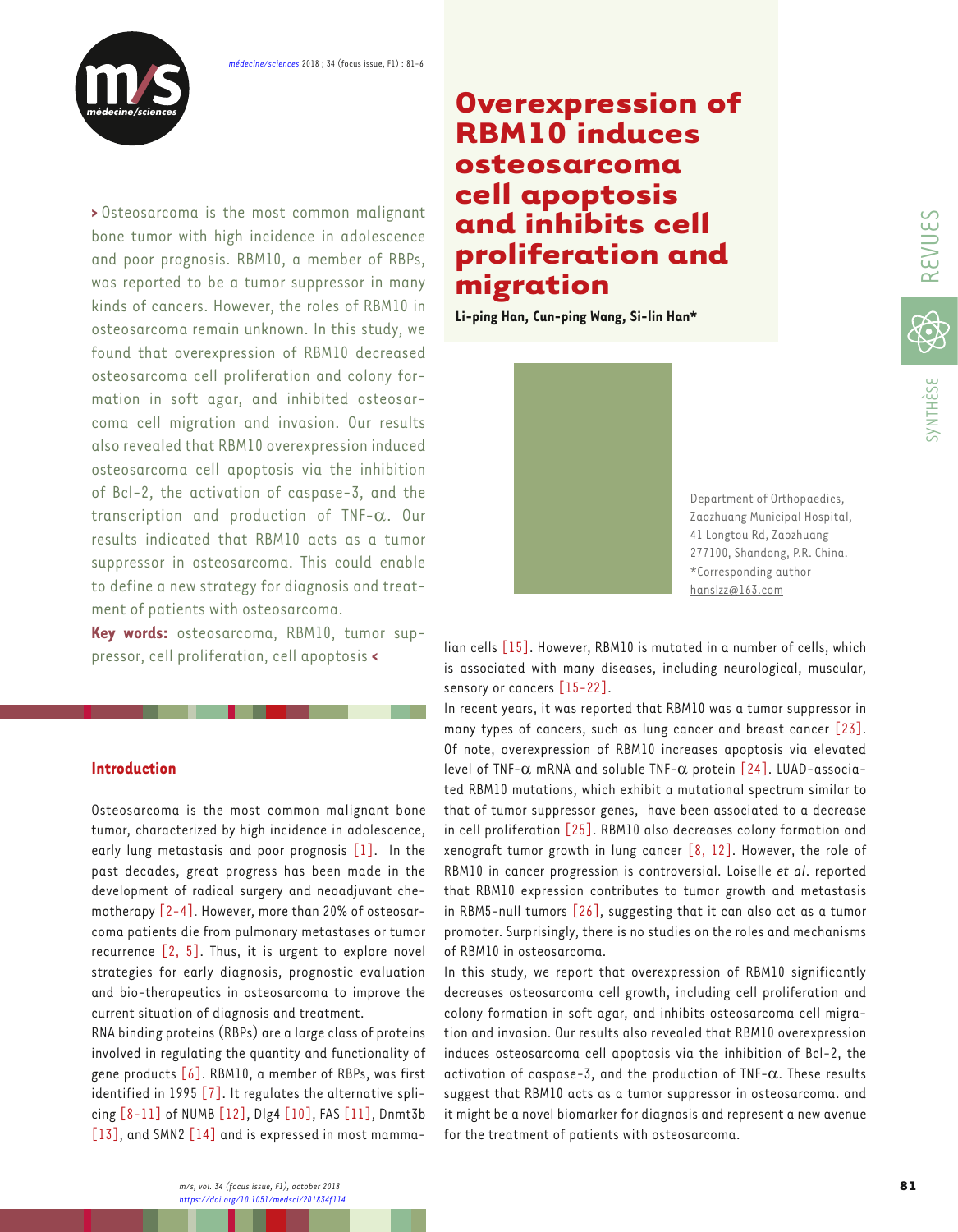# Overexpression of RBM10 induces osteosarcoma cell apoptosis and inhibits cell proliferation and migration

**Li-ping Han, Cun-ping Wang, Si-lin Han***

Department of Orthopaedics, Zaozhuang Municipal Hospital, 41 Longtou Rd, Zaozhuang 277100, Shandong, P.R. China.
*Corresponding author
hanslzz@163.com

> Osteosarcoma is the most common malignant bone tumor with high incidence in adolescence and poor prognosis. RBM10, a member of RBPs, was reported to be a tumor suppressor in many kinds of cancers. However, the roles of RBM10 in osteosarcoma remain unknown. In this study, we found that overexpression of RBM10 decreased osteosarcoma cell proliferation and colony formation in soft agar, and inhibited osteosarcoma cell migration and invasion. Our results also revealed that RBM10 overexpression induced osteosarcoma cell apoptosis via the inhibition of Bcl-2, the activation of caspase-3, and the transcription and production of TNF-$\alpha$. Our results indicated that RBM10 acts as a tumor suppressor in osteosarcoma. This could enable to define a new strategy for diagnosis and treatment of patients with osteosarcoma.

**Key words:** osteosarcoma, RBM10, tumor suppressor, cell proliferation, cell apoptosis <

## Introduction

Osteosarcoma is the most common malignant bone tumor, characterized by high incidence in adolescence, early lung metastasis and poor prognosis [1]. In the past decades, great progress has been made in the development of radical surgery and neoadjuvant chemotherapy [2-4]. However, more than 20% of osteosarcoma patients die from pulmonary metastases or tumor recurrence [2, 5]. Thus, it is urgent to explore novel strategies for early diagnosis, prognostic evaluation and bio-therapeutics in osteosarcoma to improve the current situation of diagnosis and treatment.

RNA binding proteins (RBPs) are a large class of proteins involved in regulating the quantity and functionality of gene products [6]. RBM10, a member of RBPs, was first identified in 1995 [7]. It regulates the alternative splicing [8-11] of NUMB [12], Dlg4 [10], FAS [11], Dnmt3b [13], and SMN2 [14] and is expressed in most mammalian cells [15]. However, RBM10 is mutated in a number of cells, which is associated with many diseases, including neurological, muscular, sensory or cancers [15-22].

In recent years, it was reported that RBM10 was a tumor suppressor in many types of cancers, such as lung cancer and breast cancer [23]. Of note, overexpression of RBM10 increases apoptosis via elevated level of TNF-$\alpha$ mRNA and soluble TNF-$\alpha$ protein [24]. LUAD-associated RBM10 mutations, which exhibit a mutational spectrum similar to that of tumor suppressor genes, have been associated to a decrease in cell proliferation [25]. RBM10 also decreases colony formation and xenograft tumor growth in lung cancer [8, 12]. However, the role of RBM10 in cancer progression is controversial. Loiselle *et al*. reported that RBM10 expression contributes to tumor growth and metastasis in RBM5-null tumors [26], suggesting that it can also act as a tumor promoter. Surprisingly, there is no studies on the roles and mechanisms of RBM10 in osteosarcoma.

In this study, we report that overexpression of RBM10 significantly decreases osteosarcoma cell growth, including cell proliferation and colony formation in soft agar, and inhibits osteosarcoma cell migration and invasion. Our results also revealed that RBM10 overexpression induces osteosarcoma cell apoptosis via the inhibition of Bcl-2, the activation of caspase-3, and the production of TNF-$\alpha$. These results suggest that RBM10 acts as a tumor suppressor in osteosarcoma. and it might be a novel biomarker for diagnosis and represent a new avenue for the treatment of patients with osteosarcoma.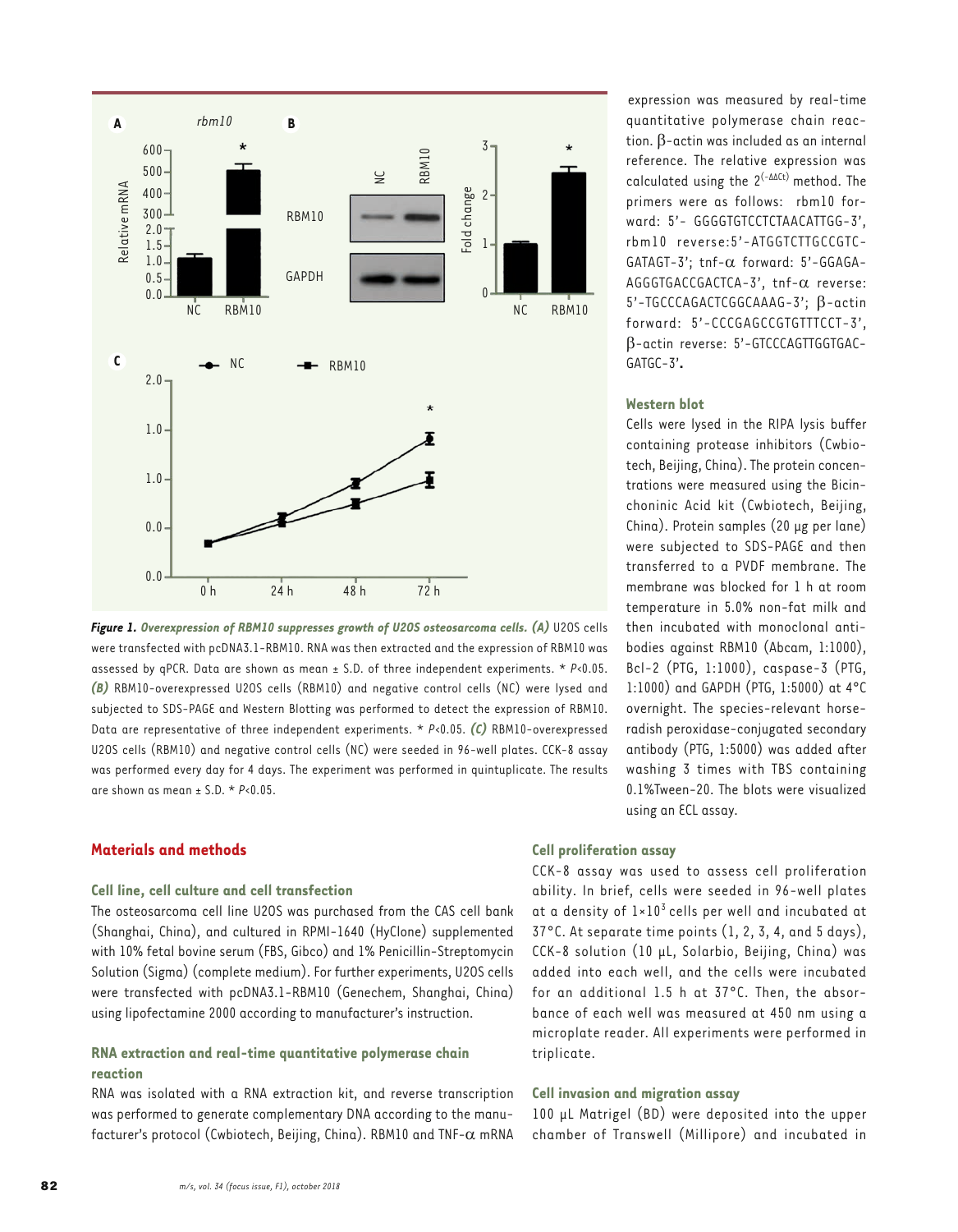*Figure 1. Overexpression of RBM10 suppresses growth of U2OS osteosarcoma cells. (A)* U2OS cells were transfected with pcDNA3.1-RBM10. RNA was then extracted and the expression of RBM10 was assessed by qPCR. Data are shown as mean ± S.D. of three independent experiments. * $P<0.05$. *(B)* RBM10-overexpressed U2OS cells (RBM10) and negative control cells (NC) were lysed and subjected to SDS-PAGE and Western Blotting was performed to detect the expression of RBM10. Data are representative of three independent experiments. * $P<0.05$. *(C)* RBM10-overexpressed U2OS cells (RBM10) and negative control cells (NC) were seeded in 96-well plates. CCK-8 assay was performed every day for 4 days. The experiment was performed in quintuplicate. The results are shown as mean ± S.D. * $P<0.05$.

## Materials and methods

### Cell line, cell culture and cell transfection

The osteosarcoma cell line U2OS was purchased from the CAS cell bank (Shanghai, China), and cultured in RPMI-1640 (HyClone) supplemented with 10% fetal bovine serum (FBS, Gibco) and 1% Penicillin-Streptomycin Solution (Sigma) (complete medium). For further experiments, U2OS cells were transfected with pcDNA3.1-RBM10 (Genechem, Shanghai, China) using lipofectamine 2000 according to manufacturer's instruction.

### RNA extraction and real-time quantitative polymerase chain reaction

RNA was isolated with a RNA extraction kit, and reverse transcription was performed to generate complementary DNA according to the manufacturer's protocol (Cwbiotech, Beijing, China). RBM10 and TNF-α mRNA expression was measured by real-time quantitative polymerase chain reaction. β-actin was included as an internal reference. The relative expression was calculated using the $2^{(-\Delta\Delta Ct)}$ method. The primers were as follows: rbm10 forward: 5'- GGGGTGTCCTCTAACATTGG-3', rbm10 reverse:5'-ATGGTCTTGCCGTCGATAGT-3'; tnf-α forward: 5'-GGAGAAGGGTGACCGACTCA-3', tnf-α reverse: 5'-TGCCCAGACTCGGCAAAG-3'; β-actin forward: 5'-CCCGAGCCGTGTTTCCT-3', β-actin reverse: 5'-GTCCCAGTTGGTGACGATGC-3'.

### Western blot

Cells were lysed in the RIPA lysis buffer containing protease inhibitors (Cwbiotech, Beijing, China). The protein concentrations were measured using the Bicinchoninic Acid kit (Cwbiotech, Beijing, China). Protein samples (20 μg per lane) were subjected to SDS-PAGE and then transferred to a PVDF membrane. The membrane was blocked for 1 h at room temperature in 5.0% non-fat milk and then incubated with monoclonal antibodies against RBM10 (Abcam, 1:1000), Bcl-2 (PTG, 1:1000), caspase-3 (PTG, 1:1000) and GAPDH (PTG, 1:5000) at 4°C overnight. The species-relevant horseradish peroxidase-conjugated secondary antibody (PTG, 1:5000) was added after washing 3 times with TBS containing 0.1%Tween-20. The blots were visualized using an ECL assay.

### Cell proliferation assay

CCK-8 assay was used to assess cell proliferation ability. In brief, cells were seeded in 96-well plates at a density of $1\times10^3$ cells per well and incubated at 37°C. At separate time points (1, 2, 3, 4, and 5 days), CCK-8 solution (10 μL, Solarbio, Beijing, China) was added into each well, and the cells were incubated for an additional 1.5 h at 37°C. Then, the absorbance of each well was measured at 450 nm using a microplate reader. All experiments were performed in triplicate.

### Cell invasion and migration assay

100 μL Matrigel (BD) were deposited into the upper chamber of Transwell (Millipore) and incubated in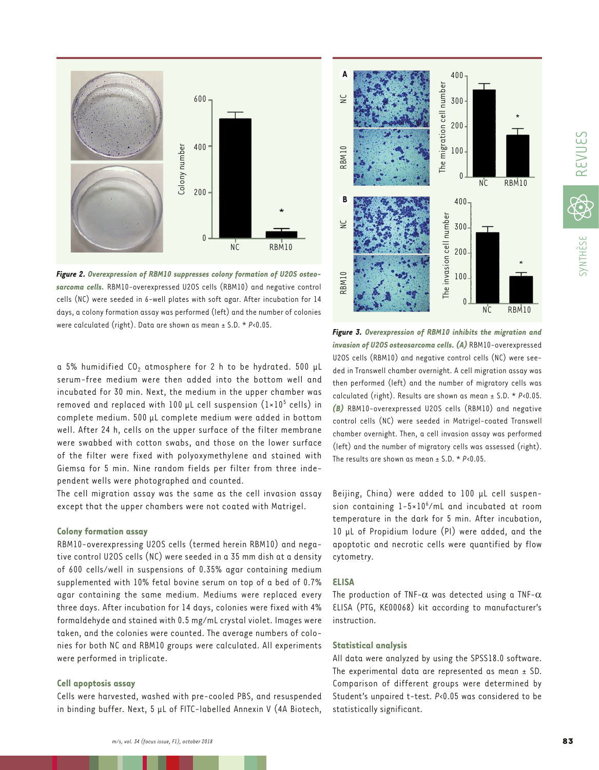*Figure 2.* ***Overexpression of RBM10 suppresses colony formation of U2OS osteosarcoma cells.*** RBM10-overexpressed U2OS cells (RBM10) and negative control cells (NC) were seeded in 6-well plates with soft agar. After incubation for 14 days, a colony formation assay was performed (left) and the number of colonies were calculated (right). Data are shown as mean ± S.D. * $P<0.05$.

a 5% humidified $CO_2$ atmosphere for 2 h to be hydrated. 500 µL serum-free medium were then added into the bottom well and incubated for 30 min. Next, the medium in the upper chamber was removed and replaced with 100 µL cell suspension ($1 \times 10^5$ cells) in complete medium. 500 µL complete medium were added in bottom well. After 24 h, cells on the upper surface of the filter membrane were swabbed with cotton swabs, and those on the lower surface of the filter were fixed with polyoxymethylene and stained with Giemsa for 5 min. Nine random fields per filter from three independent wells were photographed and counted.

The cell migration assay was the same as the cell invasion assay except that the upper chambers were not coated with Matrigel.

### Colony formation assay

RBM10-overexpressing U2OS cells (termed herein RBM10) and negative control U2OS cells (NC) were seeded in a 35 mm dish at a density of 600 cells/well in suspensions of 0.35% agar containing medium supplemented with 10% fetal bovine serum on top of a bed of 0.7% agar containing the same medium. Mediums were replaced every three days. After incubation for 14 days, colonies were fixed with 4% formaldehyde and stained with 0.5 mg/mL crystal violet. Images were taken, and the colonies were counted. The average numbers of colonies for both NC and RBM10 groups were calculated. All experiments were performed in triplicate.

### Cell apoptosis assay

Cells were harvested, washed with pre-cooled PBS, and resuspended in binding buffer. Next, 5 µL of FITC-labelled Annexin V (4A Biotech, Beijing, China) were added to 100 µL cell suspension containing $1\text{-}5 \times 10^6$/mL and incubated at room temperature in the dark for 5 min. After incubation, 10 µL of Propidium Iodure (PI) were added, and the apoptotic and necrotic cells were quantified by flow cytometry.

*Figure 3.* ***Overexpression of RBM10 inhibits the migration and invasion of U2OS osteosarcoma cells. (A)*** RBM10-overexpressed U2OS cells (RBM10) and negative control cells (NC) were seeded in Transwell chamber overnight. A cell migration assay was then performed (left) and the number of migratory cells was calculated (right). Results are shown as mean ± S.D. * $P<0.05$. ***(B)*** RBM10-overexpressed U2OS cells (RBM10) and negative control cells (NC) were seeded in Matrigel-coated Transwell chamber overnight. Then, a cell invasion assay was performed (left) and the number of migratory cells was assessed (right). The results are shown as mean ± S.D. * $P<0.05$.

### ELISA

The production of TNF-$\alpha$ was detected using a TNF-$\alpha$ ELISA (PTG, KE00068) kit according to manufacturer's instruction.

### Statistical analysis

All data were analyzed by using the SPSS18.0 software. The experimental data are represented as mean ± SD. Comparison of different groups were determined by Student's unpaired t-test. $P<0.05$ was considered to be statistically significant.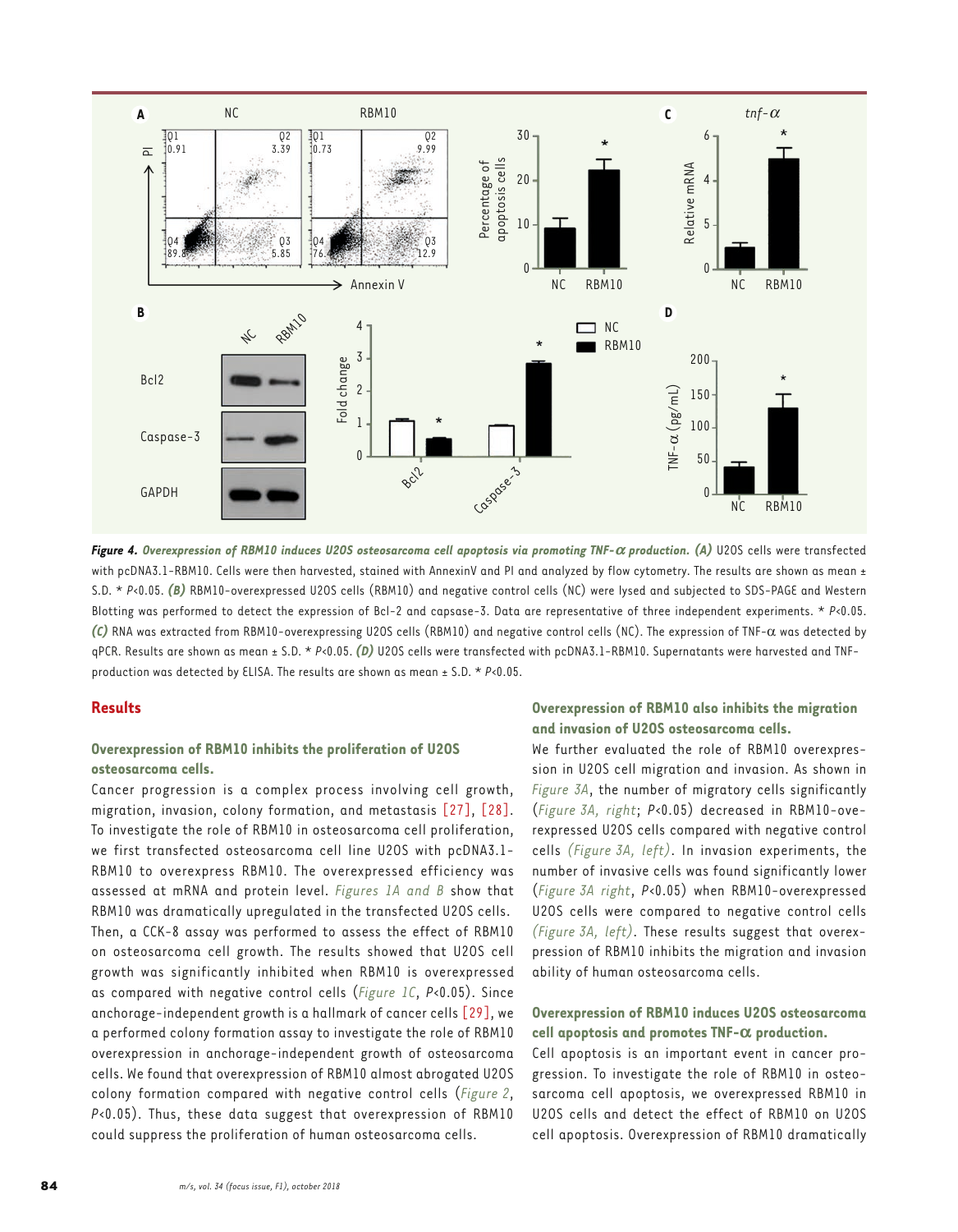**Figure 4.** ***Overexpression of RBM10 induces U2OS osteosarcoma cell apoptosis via promoting TNF-α production. (A)*** U2OS cells were transfected with pcDNA3.1-RBM10. Cells were then harvested, stained with AnnexinV and PI and analyzed by flow cytometry. The results are shown as mean ± S.D. * $P<0.05$. ***(B)*** RBM10-overexpressed U2OS cells (RBM10) and negative control cells (NC) were lysed and subjected to SDS-PAGE and Western Blotting was performed to detect the expression of Bcl-2 and capsase-3. Data are representative of three independent experiments. * $P<0.05$. ***(C)*** RNA was extracted from RBM10-overexpressing U2OS cells (RBM10) and negative control cells (NC). The expression of TNF-α was detected by qPCR. Results are shown as mean ± S.D. * $P<0.05$. ***(D)*** U2OS cells were transfected with pcDNA3.1-RBM10. Supernatants were harvested and TNF-production was detected by ELISA. The results are shown as mean ± S.D. * $P<0.05$.

## Results

### Overexpression of RBM10 inhibits the proliferation of U2OS osteosarcoma cells.

Cancer progression is a complex process involving cell growth, migration, invasion, colony formation, and metastasis [27], [28]. To investigate the role of RBM10 in osteosarcoma cell proliferation, we first transfected osteosarcoma cell line U2OS with pcDNA3.1-RBM10 to overexpress RBM10. The overexpressed efficiency was assessed at mRNA and protein level. *Figures 1A and B* show that RBM10 was dramatically upregulated in the transfected U2OS cells. Then, a CCK-8 assay was performed to assess the effect of RBM10 on osteosarcoma cell growth. The results showed that U2OS cell growth was significantly inhibited when RBM10 is overexpressed as compared with negative control cells (*Figure 1C*, $P<0.05$). Since anchorage-independent growth is a hallmark of cancer cells [29], we a performed colony formation assay to investigate the role of RBM10 overexpression in anchorage-independent growth of osteosarcoma cells. We found that overexpression of RBM10 almost abrogated U2OS colony formation compared with negative control cells (*Figure 2*, $P<0.05$). Thus, these data suggest that overexpression of RBM10 could suppress the proliferation of human osteosarcoma cells.

### Overexpression of RBM10 also inhibits the migration and invasion of U2OS osteosarcoma cells.

We further evaluated the role of RBM10 overexpression in U2OS cell migration and invasion. As shown in *Figure 3A*, the number of migratory cells significantly (*Figure 3A, right*; $P<0.05$) decreased in RBM10-overexpressed U2OS cells compared with negative control cells *(Figure 3A, left)*. In invasion experiments, the number of invasive cells was found significantly lower (*Figure 3A right*, $P<0.05$) when RBM10-overexpressed U2OS cells were compared to negative control cells *(Figure 3A, left)*. These results suggest that overexpression of RBM10 inhibits the migration and invasion ability of human osteosarcoma cells.

### Overexpression of RBM10 induces U2OS osteosarcoma cell apoptosis and promotes TNF-α production.

Cell apoptosis is an important event in cancer progression. To investigate the role of RBM10 in osteosarcoma cell apoptosis, we overexpressed RBM10 in U2OS cells and detect the effect of RBM10 on U2OS cell apoptosis. Overexpression of RBM10 dramatically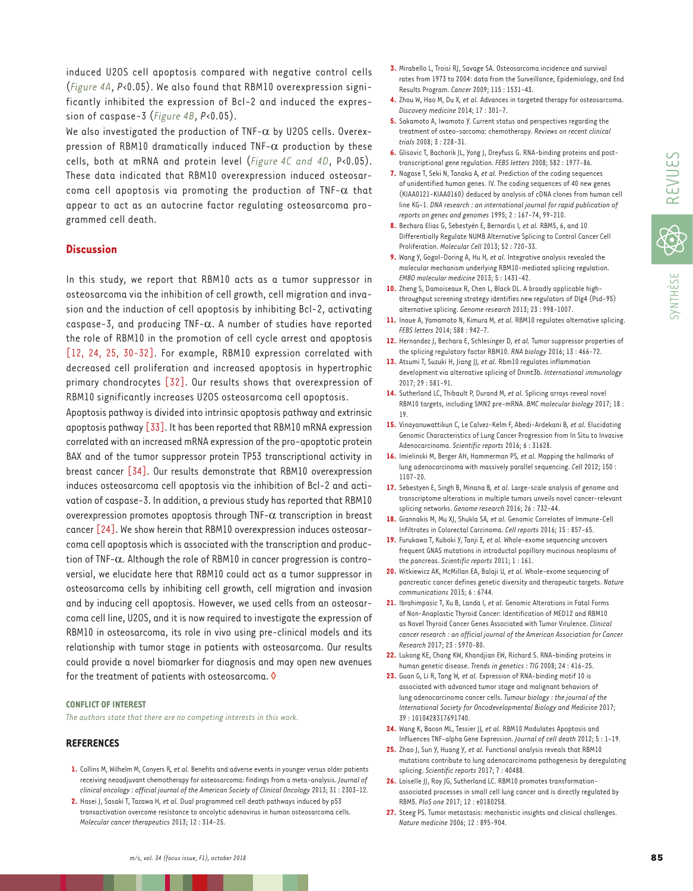induced U2OS cell apoptosis compared with negative control cells (*Figure 4A*, $P<0.05$). We also found that RBM10 overexpression significantly inhibited the expression of Bcl-2 and induced the expression of caspase-3 (*Figure 4B*, $P<0.05$).

We also investigated the production of TNF-$\alpha$ by U2OS cells. Overexpression of RBM10 dramatically induced TNF-$\alpha$ production by these cells, both at mRNA and protein level (*Figure 4C and 4D*, $P<0.05$). These data indicated that RBM10 overexpression induced osteosarcoma cell apoptosis via promoting the production of TNF-$\alpha$ that appear to act as an autocrine factor regulating osteosarcoma programmed cell death.

## Discussion

In this study, we report that RBM10 acts as a tumor suppressor in osteosarcoma via the inhibition of cell growth, cell migration and invasion and the induction of cell apoptosis by inhibiting Bcl-2, activating caspase-3, and producing TNF-$\alpha$. A number of studies have reported the role of RBM10 in the promotion of cell cycle arrest and apoptosis [12, 24, 25, 30-32]. For example, RBM10 expression correlated with decreased cell proliferation and increased apoptosis in hypertrophic primary chondrocytes [32]. Our results shows that overexpression of RBM10 significantly increases U2OS osteosarcoma cell apoptosis.

Apoptosis pathway is divided into intrinsic apoptosis pathway and extrinsic apoptosis pathway [33]. It has been reported that RBM10 mRNA expression correlated with an increased mRNA expression of the pro-apoptotic protein BAX and of the tumor suppressor protein TP53 transcriptional activity in breast cancer [34]. Our results demonstrate that RBM10 overexpression induces osteosarcoma cell apoptosis via the inhibition of Bcl-2 and activation of caspase-3. In addition, a previous study has reported that RBM10 overexpression promotes apoptosis through TNF-$\alpha$ transcription in breast cancer [24]. We show herein that RBM10 overexpression induces osteosarcoma cell apoptosis which is associated with the transcription and production of TNF-$\alpha$. Although the role of RBM10 in cancer progression is controversial, we elucidate here that RBM10 could act as a tumor suppressor in osteosarcoma cells by inhibiting cell growth, cell migration and invasion and by inducing cell apoptosis. However, we used cells from an osteosarcoma cell line, U2OS, and it is now required to investigate the expression of RBM10 in osteosarcoma, its role in vivo using pre-clinical models and its relationship with tumor stage in patients with osteosarcoma. Our results could provide a novel biomarker for diagnosis and may open new avenues for the treatment of patients with osteosarcoma. ◊

**CONFLICT OF INTEREST**

*The authors state that there are no competing interests in this work.*

## REFERENCES

1. Collins M, Wilhelm M, Conyers R, *et al.* Benefits and adverse events in younger versus older patients receiving neoadjuvant chemotherapy for osteosarcoma: findings from a meta-analysis. *Journal of clinical oncology : official journal of the American Society of Clinical Oncology* 2013; 31 : 2303-12.
2. Hasei J, Sasaki T, Tazawa H, *et al.* Dual programmed cell death pathways induced by p53 transactivation overcome resistance to oncolytic adenovirus in human osteosarcoma cells. *Molecular cancer therapeutics* 2013; 12 : 314-25.
3. Mirabello L, Troisi RJ, Savage SA. Osteosarcoma incidence and survival rates from 1973 to 2004: data from the Surveillance, Epidemiology, and End Results Program. *Cancer* 2009; 115 : 1531-43.
4. Zhou W, Hao M, Du X, *et al.* Advances in targeted therapy for osteosarcoma. *Discovery medicine* 2014; 17 : 301-7.
5. Sakamoto A, Iwamoto Y. Current status and perspectives regarding the treatment of osteo-sarcoma: chemotherapy. *Reviews on recent clinical trials* 2008; 3 : 228-31.
6. Glisovic T, Bachorik JL, Yong J, Dreyfuss G. RNA-binding proteins and post-transcriptional gene regulation. *FEBS letters* 2008; 582 : 1977-86.
7. Nagase T, Seki N, Tanaka A, *et al.* Prediction of the coding sequences of unidentified human genes. IV. The coding sequences of 40 new genes (KIAA0121-KIAA0160) deduced by analysis of cDNA clones from human cell line KG-1. *DNA research : an international journal for rapid publication of reports on genes and genomes* 1995; 2 : 167-74, 99-210.
8. Bechara Elias G, Sebestyén E, Bernardis I, *et al.* RBM5, 6, and 10 Differentially Regulate NUMB Alternative Splicing to Control Cancer Cell Proliferation. *Molecular Cell* 2013; 52 : 720-33.
9. Wang Y, Gogol-Doring A, Hu H, *et al.* Integrative analysis revealed the molecular mechanism underlying RBM10-mediated splicing regulation. *EMBO molecular medicine* 2013; 5 : 1431-42.
10. Zheng S, Damoiseaux R, Chen L, Black DL. A broadly applicable high-throughput screening strategy identifies new regulators of Dlg4 (Psd-95) alternative splicing. *Genome research* 2013; 23 : 998-1007.
11. Inoue A, Yamamoto N, Kimura M, *et al.* RBM10 regulates alternative splicing. *FEBS letters* 2014; 588 : 942-7.
12. Hernandez J, Bechara E, Schlesinger D, *et al.* Tumor suppressor properties of the splicing regulatory factor RBM10. *RNA biology* 2016; 13 : 466-72.
13. Atsumi T, Suzuki H, Jiang JJ, *et al.* Rbm10 regulates inflammation development via alternative splicing of Dnmt3b. *International immunology* 2017; 29 : 581-91.
14. Sutherland LC, Thibault P, Durand M, *et al.* Splicing arrays reveal novel RBM10 targets, including SMN2 pre-mRNA. *BMC molecular biology* 2017; 18 : 19.
15. Vinayanuwattikun C, Le Calvez-Kelm F, Abedi-Ardekani B, *et al.* Elucidating Genomic Characteristics of Lung Cancer Progression from In Situ to Invasive Adenocarcinoma. *Scientific reports* 2016; 6 : 31628.
16. Imielinski M, Berger AH, Hammerman PS, *et al.* Mapping the hallmarks of lung adenocarcinoma with massively parallel sequencing. *Cell* 2012; 150 : 1107-20.
17. Sebestyen E, Singh B, Minana B, *et al.* Large-scale analysis of genome and transcriptome alterations in multiple tumors unveils novel cancer-relevant splicing networks. *Genome research* 2016; 26 : 732-44.
18. Giannakis M, Mu XJ, Shukla SA, *et al.* Genomic Correlates of Immune-Cell Infiltrates in Colorectal Carcinoma. *Cell reports* 2016; 15 : 857-65.
19. Furukawa T, Kuboki Y, Tanji E, *et al.* Whole-exome sequencing uncovers frequent GNAS mutations in intraductal papillary mucinous neoplasms of the pancreas. *Scientific reports* 2011; 1 : 161.
20. Witkiewicz AK, McMillan EA, Balaji U, *et al.* Whole-exome sequencing of pancreatic cancer defines genetic diversity and therapeutic targets. *Nature communications* 2015; 6 : 6744.
21. Ibrahimpasic T, Xu B, Landa I, *et al.* Genomic Alterations in Fatal Forms of Non-Anaplastic Thyroid Cancer: Identification of MED12 and RBM10 as Novel Thyroid Cancer Genes Associated with Tumor Virulence. *Clinical cancer research : an official journal of the American Association for Cancer Research* 2017; 23 : 5970-80.
22. Lukong KE, Chang KW, Khandjian EW, Richard S. RNA-binding proteins in human genetic disease. *Trends in genetics : TIG* 2008; 24 : 416-25.
23. Guan G, Li R, Tang W, *et al.* Expression of RNA-binding motif 10 is associated with advanced tumor stage and malignant behaviors of lung adenocarcinoma cancer cells. *Tumour biology : the journal of the International Society for Oncodevelopmental Biology and Medicine* 2017; 39 : 1010428317691740.
24. Wang K, Bacon ML, Tessier JJ, *et al.* RBM10 Modulates Apoptosis and Influences TNF-alpha Gene Expression. *Journal of cell death* 2012; 5 : 1-19.
25. Zhao J, Sun Y, Huang Y, *et al.* Functional analysis reveals that RBM10 mutations contribute to lung adenocarcinoma pathogenesis by deregulating splicing. *Scientific reports* 2017; 7 : 40488.
26. Loiselle JJ, Roy JG, Sutherland LC. RBM10 promotes transformation-associated processes in small cell lung cancer and is directly regulated by RBM5. *PloS one* 2017; 12 : e0180258.
27. Steeg PS. Tumor metastasis: mechanistic insights and clinical challenges. *Nature medicine* 2006; 12 : 895-904.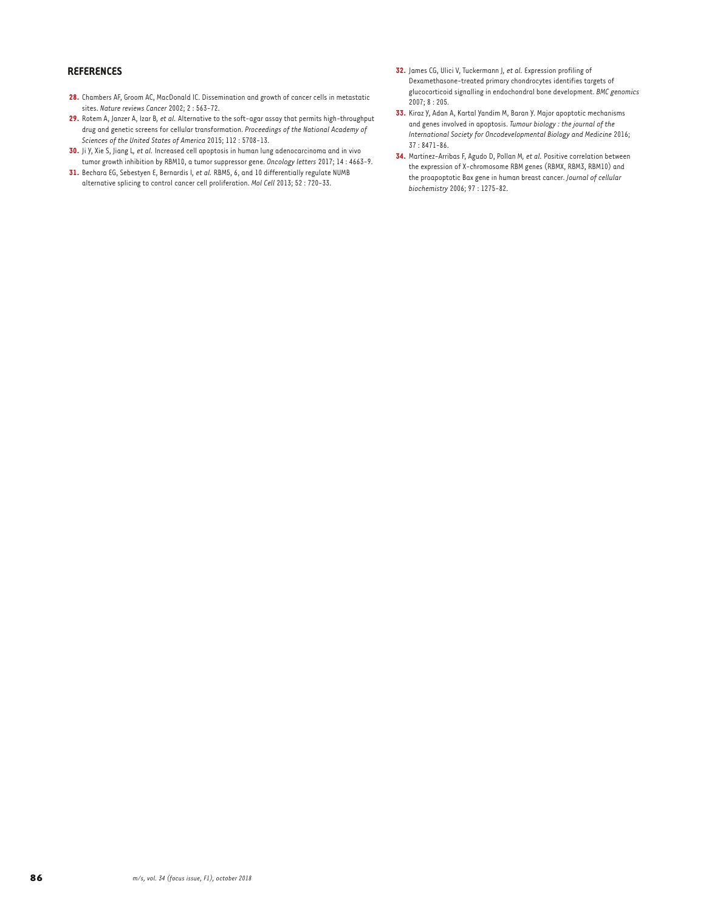## REFERENCES

28. Chambers AF, Groom AC, MacDonald IC. Dissemination and growth of cancer cells in metastatic sites. *Nature reviews Cancer* 2002; 2 : 563-72.
29. Rotem A, Janzer A, Izar B, *et al.* Alternative to the soft-agar assay that permits high-throughput drug and genetic screens for cellular transformation. *Proceedings of the National Academy of Sciences of the United States of America* 2015; 112 : 5708-13.
30. Ji Y, Xie S, Jiang L, *et al.* Increased cell apoptosis in human lung adenocarcinoma and in vivo tumor growth inhibition by RBM10, a tumor suppressor gene. *Oncology letters* 2017; 14 : 4663-9.
31. Bechara EG, Sebestyen E, Bernardis I, *et al.* RBM5, 6, and 10 differentially regulate NUMB alternative splicing to control cancer cell proliferation. *Mol Cell* 2013; 52 : 720-33.
32. James CG, Ulici V, Tuckermann J, *et al.* Expression profiling of Dexamethasone-treated primary chondrocytes identifies targets of glucocorticoid signalling in endochondral bone development. *BMC genomics* 2007; 8 : 205.
33. Kiraz Y, Adan A, Kartal Yandim M, Baran Y. Major apoptotic mechanisms and genes involved in apoptosis. *Tumour biology : the journal of the International Society for Oncodevelopmental Biology and Medicine* 2016; 37 : 8471-86.
34. Martinez-Arribas F, Agudo D, Pollan M, *et al.* Positive correlation between the expression of X-chromosome RBM genes (RBMX, RBM3, RBM10) and the proapoptotic Bax gene in human breast cancer. *Journal of cellular biochemistry* 2006; 97 : 1275-82.